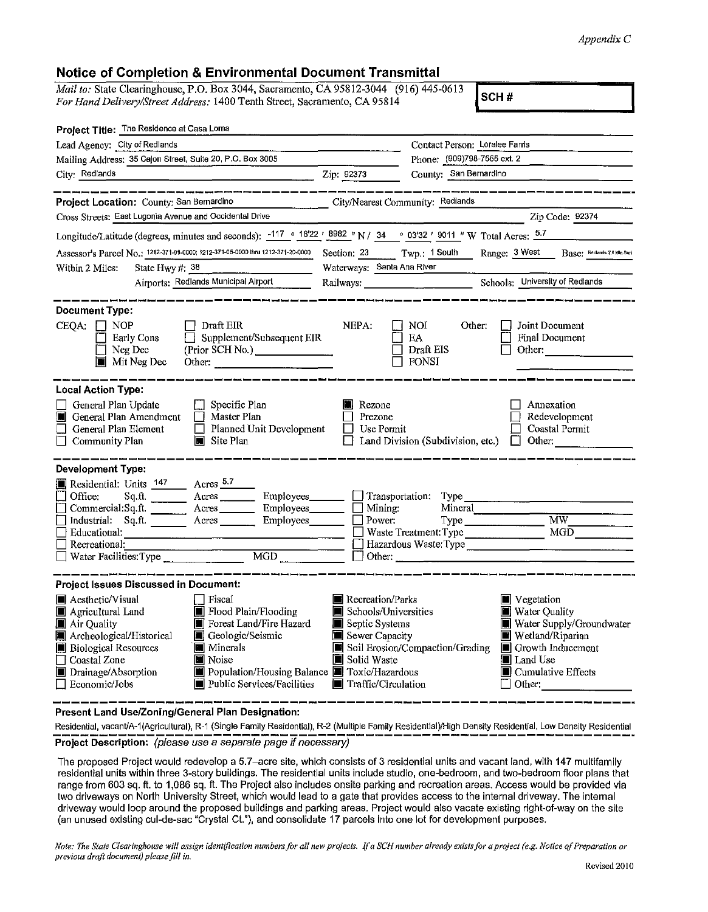*Appendix C*

## Notice of Completion & Environmental Document Transmittal

*Mail to:* State Clearinghouse, P.O. Box 3044, Sacramento, CA 95812-3044 (916) 445-0613
*For Hand Delivery/Street Address:* 1400 Tenth Street, Sacramento, CA 95814

**SCH #**

**Project Title:** The Residence at Casa Loma

Lead Agency: City of Redlands
Contact Person: Loralee Farris
Mailing Address: 35 Cajon Street, Suite 20, P.O. Box 3005
Phone: (909)798-7555 ext. 2
City: Redlands
Zip: 92373
County: San Bernardino

**Project Location:** County: San Bernardino
City/Nearest Community: Redlands
Cross Streets: East Lugonia Avenue and Occidental Drive
Zip Code: 92374

Longitude/Latitude (degrees, minutes and seconds): -117 ° 18'22 ' 8982 " N / 34 ° 03'32 ' 9011 " W Total Acres: 5.7

Assessor's Parcel No.: 1212-371-01-0000; 1212-371-05-0000 thru 1212-371-20-0000
Section: 23 Twp.: 1 South Range: 3 West Base: Redlands 7.5 Min Ser.

Within 2 Miles: State Hwy #: 38
Waterways: Santa Ana River
Airports: Redlands Municipal Airport
Railways:
Schools: University of Redlands

**Document Type:**

CEQA: ☐ NOP ☐ Early Cons ☐ Neg Dec ■ Mit Neg Dec ☐ Draft EIR ☐ Supplement/Subsequent EIR (Prior SCH No.) ______ Other: ______

NEPA: ☐ NOI ☐ EA ☐ Draft EIS ☐ FONSI

Other: ☐ Joint Document ☐ Final Document ☐ Other: ______

**Local Action Type:**

☐ General Plan Update
■ General Plan Amendment
☐ General Plan Element
☐ Community Plan
☐ Specific Plan
☐ Master Plan
☐ Planned Unit Development
■ Site Plan
■ Rezone
☐ Prezone
☐ Use Permit
☐ Land Division (Subdivision, etc.)
☐ Annexation
☐ Redevelopment
☐ Coastal Permit
☐ Other: ______

**Development Type:**

■ Residential: Units 147 Acres 5.7
☐ Office: Sq.ft. ______ Acres ______ Employees ______
☐ Commercial: Sq.ft. ______ Acres ______ Employees ______
☐ Industrial: Sq.ft. ______ Acres ______ Employees ______
☐ Educational: ______
☐ Recreational: ______
☐ Water Facilities: Type ______ MGD ______
☐ Transportation: Type ______
☐ Mining: Mineral ______
☐ Power: Type ______ MW ______
☐ Waste Treatment: Type ______ MGD ______
☐ Hazardous Waste: Type ______
☐ Other: ______

**Project Issues Discussed in Document:**

■ Aesthetic/Visual
■ Agricultural Land
■ Air Quality
■ Archeological/Historical
■ Biological Resources
☐ Coastal Zone
■ Drainage/Absorption
☐ Economic/Jobs
☐ Fiscal
■ Flood Plain/Flooding
■ Forest Land/Fire Hazard
■ Geologic/Seismic
■ Minerals
■ Noise
■ Population/Housing Balance
■ Public Services/Facilities
■ Recreation/Parks
■ Schools/Universities
■ Septic Systems
■ Sewer Capacity
■ Soil Erosion/Compaction/Grading
■ Solid Waste
■ Toxic/Hazardous
■ Traffic/Circulation
■ Vegetation
■ Water Quality
■ Water Supply/Groundwater
■ Wetland/Riparian
■ Growth Inducement
■ Land Use
■ Cumulative Effects
☐ Other: ______

**Present Land Use/Zoning/General Plan Designation:**

Residential, vacant/A-1(Agricultural), R-1 (Single Family Residential), R-2 (Multiple Family Residential)/High Density Residential, Low Density Residential

**Project Description:** *(please use a separate page if necessary)*

The proposed Project would redevelop a 5.7–acre site, which consists of 3 residential units and vacant land, with 147 multifamily residential units within three 3-story buildings. The residential units include studio, one-bedroom, and two-bedroom floor plans that range from 603 sq. ft. to 1,086 sq. ft. The Project also includes onsite parking and recreation areas. Access would be provided via two driveways on North University Street, which would lead to a gate that provides access to the internal driveway. The internal driveway would loop around the proposed buildings and parking areas. Project would also vacate existing right-of-way on the site (an unused existing cul-de-sac "Crystal Ct."), and consolidate 17 parcels into one lot for development purposes.

*Note: The State Clearinghouse will assign identification numbers for all new projects. If a SCH number already exists for a project (e.g. Notice of Preparation or previous draft document) please fill in.*

Revised 2010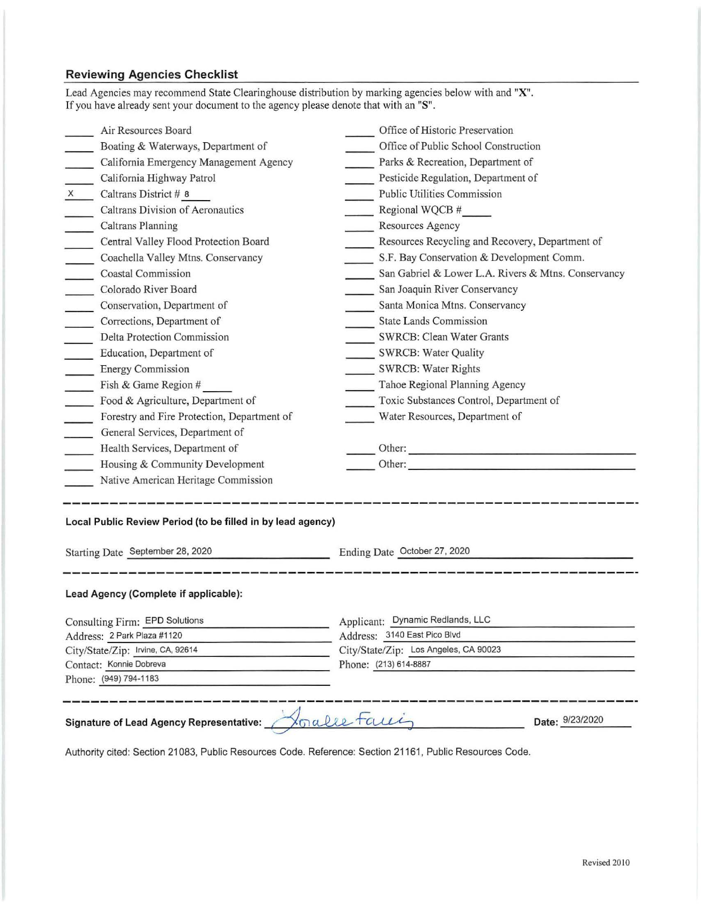## Reviewing Agencies Checklist

Lead Agencies may recommend State Clearinghouse distribution by marking agencies below with and "**X**".
If you have already sent your document to the agency please denote that with an "**S**".

_____ Air Resources Board
_____ Boating & Waterways, Department of
_____ California Emergency Management Agency
_____ California Highway Patrol
__X__ Caltrans District # 8
_____ Caltrans Division of Aeronautics
_____ Caltrans Planning
_____ Central Valley Flood Protection Board
_____ Coachella Valley Mtns. Conservancy
_____ Coastal Commission
_____ Colorado River Board
_____ Conservation, Department of
_____ Corrections, Department of
_____ Delta Protection Commission
_____ Education, Department of
_____ Energy Commission
_____ Fish & Game Region # _____
_____ Food & Agriculture, Department of
_____ Forestry and Fire Protection, Department of
_____ General Services, Department of
_____ Health Services, Department of
_____ Housing & Community Development
_____ Native American Heritage Commission
_____ Office of Historic Preservation
_____ Office of Public School Construction
_____ Parks & Recreation, Department of
_____ Pesticide Regulation, Department of
_____ Public Utilities Commission
_____ Regional WQCB # _____
_____ Resources Agency
_____ Resources Recycling and Recovery, Department of
_____ S.F. Bay Conservation & Development Comm.
_____ San Gabriel & Lower L.A. Rivers & Mtns. Conservancy
_____ San Joaquin River Conservancy
_____ Santa Monica Mtns. Conservancy
_____ State Lands Commission
_____ SWRCB: Clean Water Grants
_____ SWRCB: Water Quality
_____ SWRCB: Water Rights
_____ Tahoe Regional Planning Agency
_____ Toxic Substances Control, Department of
_____ Water Resources, Department of

_____ Other: _______________
_____ Other: _______________

---

**Local Public Review Period (to be filled in by lead agency)**

Starting Date September 28, 2020 &nbsp;&nbsp;&nbsp; Ending Date October 27, 2020

---

**Lead Agency (Complete if applicable):**

Consulting Firm: EPD Solutions
Address: 2 Park Plaza #1120
City/State/Zip: Irvine, CA, 92614
Contact: Konnie Dobreva
Phone: (949) 794-1183

Applicant: Dynamic Redlands, LLC
Address: 3140 East Pico Blvd
City/State/Zip: Los Angeles, CA 90023
Phone: (213) 614-8887

---

**Signature of Lead Agency Representative:** Loralee Farris &nbsp;&nbsp;&nbsp; **Date:** 9/23/2020

Authority cited: Section 21083, Public Resources Code. Reference: Section 21161, Public Resources Code.

Revised 2010